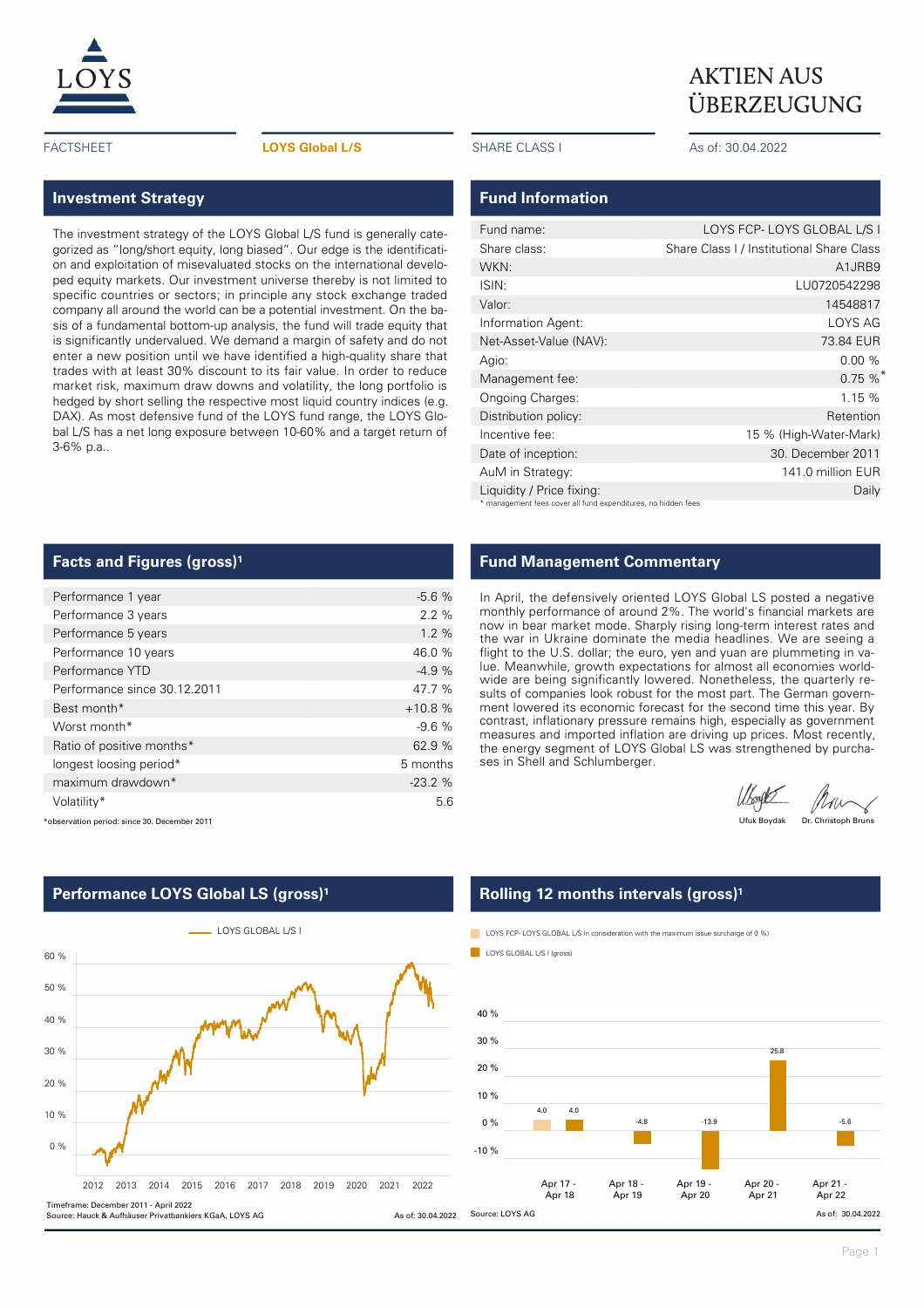LOYS

# AKTIEN AUS ÜBERZEUGUNG

FACTSHEET | **LOYS Global L/S** | SHARE CLASS I | As of: 30.04.2022

## Investment Strategy

The investment strategy of the LOYS Global L/S fund is generally categorized as "long/short equity, long biased". Our edge is the identification and exploitation of misevaluated stocks on the international developed equity markets. Our investment universe thereby is not limited to specific countries or sectors; in principle any stock exchange traded company all around the world can be a potential investment. On the basis of a fundamental bottom-up analysis, the fund will trade equity that is significantly undervalued. We demand a margin of safety and do not enter a new position until we have identified a high-quality share that trades with at least 30% discount to its fair value. In order to reduce market risk, maximum draw downs and volatility, the long portfolio is hedged by short selling the respective most liquid country indices (e.g. DAX). As most defensive fund of the LOYS fund range, the LOYS Global L/S has a net long exposure between 10-60% and a target return of 3-6% p.a..

## Fund Information

| | |
|---|---|
| Fund name: | LOYS FCP- LOYS GLOBAL L/S I |
| Share class: | Share Class I / Institutional Share Class |
| WKN: | A1JRB9 |
| ISIN: | LU0720542298 |
| Valor: | 14548817 |
| Information Agent: | LOYS AG |
| Net-Asset-Value (NAV): | 73.84 EUR |
| Agio: | 0.00 % |
| Management fee: | 0.75 %* |
| Ongoing Charges: | 1.15 % |
| Distribution policy: | Retention |
| Incentive fee: | 15 % (High-Water-Mark) |
| Date of inception: | 30. December 2011 |
| AuM in Strategy: | 141.0 million EUR |
| Liquidity / Price fixing: | Daily |

\* management fees cover all fund expenditures, no hidden fees

## Facts and Figures (gross)[1]

| | |
|---|---|
| Performance 1 year | -5.6 % |
| Performance 3 years | 2.2 % |
| Performance 5 years | 1.2 % |
| Performance 10 years | 46.0 % |
| Performance YTD | -4.9 % |
| Performance since 30.12.2011 | 47.7 % |
| Best month* | +10.8 % |
| Worst month* | -9.6 % |
| Ratio of positive months* | 62.9 % |
| longest loosing period* | 5 months |
| maximum drawdown* | -23.2 % |
| Volatility* | 5.6 |

\*observation period: since 30. December 2011

## Fund Management Commentary

In April, the defensively oriented LOYS Global LS posted a negative monthly performance of around 2%. The world's financial markets are now in bear market mode. Sharply rising long-term interest rates and the war in Ukraine dominate the media headlines. We are seeing a flight to the U.S. dollar; the euro, yen and yuan are plummeting in value. Meanwhile, growth expectations for almost all economies worldwide are being significantly lowered. Nonetheless, the quarterly results of companies look robust for the most part. The German government lowered its economic forecast for the second time this year. By contrast, inflationary pressure remains high, especially as government measures and imported inflation are driving up prices. Most recently, the energy segment of LOYS Global LS was strengthened by purchases in Shell and Schlumberger.

Ufuk Boydak   Dr. Christoph Bruns

## Performance LOYS Global LS (gross)[1]

LOYS GLOBAL L/S I

Timeframe: December 2011 - April 2022
Source: Hauck & Aufhäuser Privatbankiers KGaA, LOYS AG
As of: 30.04.2022

## Rolling 12 months intervals (gross)[1]

LOYS FCP- LOYS GLOBAL L/S in consideration with the maximum issue surcharge of 0 %)
LOYS GLOBAL L/S I (gross)

| Interval | LOYS FCP- LOYS GLOBAL L/S (max. issue surcharge 0 %) | LOYS GLOBAL L/S I (gross) |
|---|---|---|
| Apr 17 - Apr 18 | 4.0 | 4.0 |
| Apr 18 - Apr 19 | | -4.8 |
| Apr 19 - Apr 20 | | -13.9 |
| Apr 20 - Apr 21 | | 25.8 |
| Apr 21 - Apr 22 | | -5.6 |

Source: LOYS AG
As of: 30.04.2022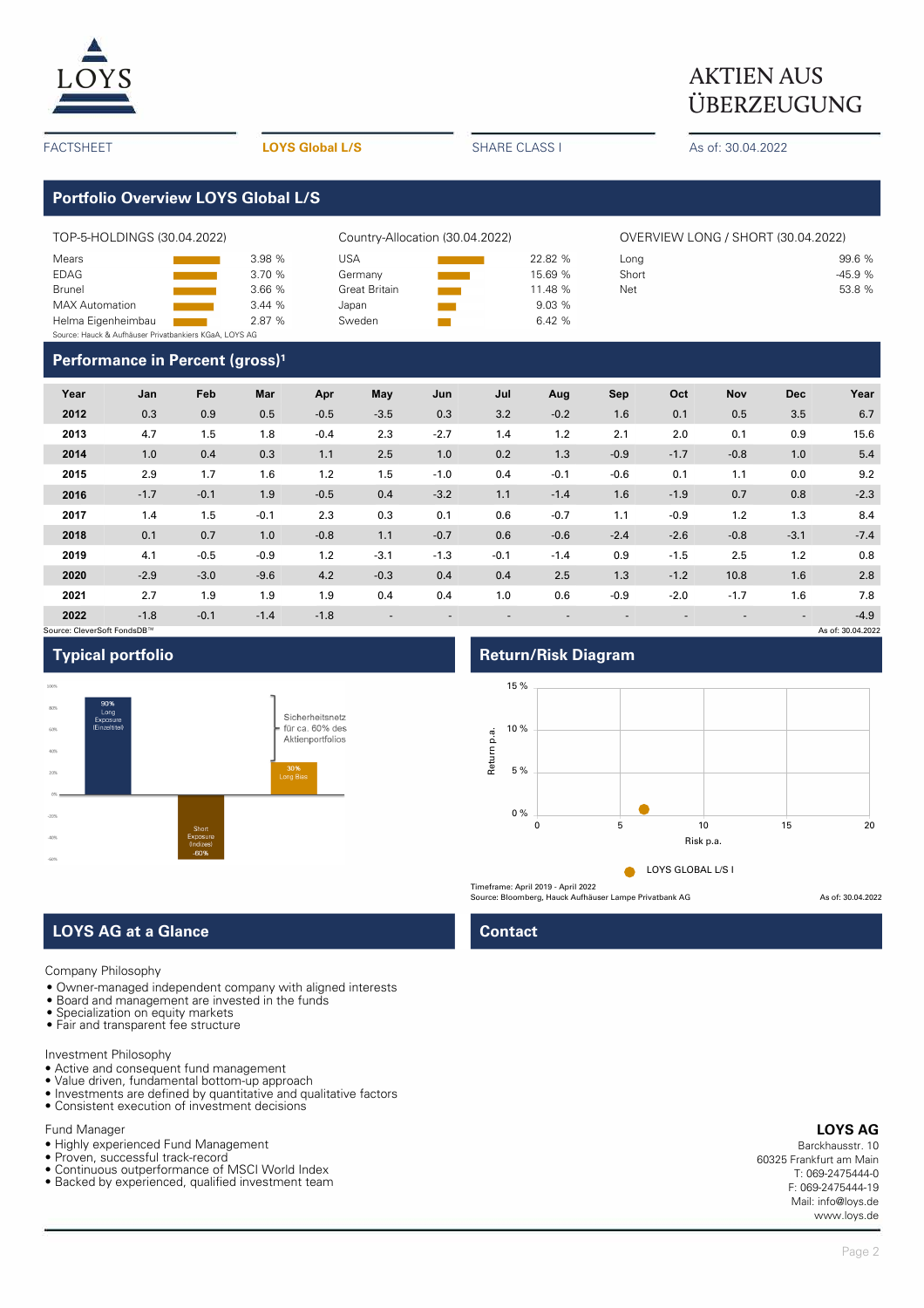# AKTIEN AUS ÜBERZEUGUNG

FACTSHEET | **LOYS Global L/S** | SHARE CLASS I | As of: 30.04.2022

## Portfolio Overview LOYS Global L/S

**TOP-5-HOLDINGS (30.04.2022)**

| Holding | Weight |
|---|---|
| Mears | 3.98 % |
| EDAG | 3.70 % |
| Brunel | 3.66 % |
| MAX Automation | 3.44 % |
| Helma Eigenheimbau | 2.87 % |

Source: Hauck & Aufhäuser Privatbankiers KGaA, LOYS AG

**Country-Allocation (30.04.2022)**

| Country | Weight |
|---|---|
| USA | 22.82 % |
| Germany | 15.69 % |
| Great Britain | 11.48 % |
| Japan | 9.03 % |
| Sweden | 6.42 % |

**OVERVIEW LONG / SHORT (30.04.2022)**

| | |
|---|---|
| Long | 99.6 % |
| Short | -45.9 % |
| Net | 53.8 % |

## Performance in Percent (gross)[1]

| Year | Jan | Feb | Mar | Apr | May | Jun | Jul | Aug | Sep | Oct | Nov | Dec | Year |
|---|---|---|---|---|---|---|---|---|---|---|---|---|---|
| **2012** | 0.3 | 0.9 | 0.5 | -0.5 | -3.5 | 0.3 | 3.2 | -0.2 | 1.6 | 0.1 | 0.5 | 3.5 | 6.7 |
| **2013** | 4.7 | 1.5 | 1.8 | -0.4 | 2.3 | -2.7 | 1.4 | 1.2 | 2.1 | 2.0 | 0.1 | 0.9 | 15.6 |
| **2014** | 1.0 | 0.4 | 0.3 | 1.1 | 2.5 | 1.0 | 0.2 | 1.3 | -0.9 | -1.7 | -0.8 | 1.0 | 5.4 |
| **2015** | 2.9 | 1.7 | 1.6 | 1.2 | 1.5 | -1.0 | 0.4 | -0.1 | -0.6 | 0.1 | 1.1 | 0.0 | 9.2 |
| **2016** | -1.7 | -0.1 | 1.9 | -0.5 | 0.4 | -3.2 | 1.1 | -1.4 | 1.6 | -1.9 | 0.7 | 0.8 | -2.3 |
| **2017** | 1.4 | 1.5 | -0.1 | 2.3 | 0.3 | 0.1 | 0.6 | -0.7 | 1.1 | -0.9 | 1.2 | 1.3 | 8.4 |
| **2018** | 0.1 | 0.7 | 1.0 | -0.8 | 1.1 | -0.7 | 0.6 | -0.6 | -2.4 | -2.6 | -0.8 | -3.1 | -7.4 |
| **2019** | 4.1 | -0.5 | -0.9 | 1.2 | -3.1 | -1.3 | -0.1 | -1.4 | 0.9 | -1.5 | 2.5 | 1.2 | 0.8 |
| **2020** | -2.9 | -3.0 | -9.6 | 4.2 | -0.3 | 0.4 | 0.4 | 2.5 | 1.3 | -1.2 | 10.8 | 1.6 | 2.8 |
| **2021** | 2.7 | 1.9 | 1.9 | 1.9 | 0.4 | 0.4 | 1.0 | 0.6 | -0.9 | -2.0 | -1.7 | 1.6 | 7.8 |
| **2022** | -1.8 | -0.1 | -1.4 | -1.8 | - | - | - | - | - | - | - | - | -4.9 |

Source: CleverSoft FondsDB™ — As of: 30.04.2022

## Typical portfolio

90% Long Exposure (Einzeltitel); Short Exposure (Indizes) -60%; 30% Long Bias; Sicherheitsnetz für ca. 60% des Aktienportfolios

## Return/Risk Diagram

LOYS GLOBAL L/S I

Timeframe: April 2019 - April 2022
Source: Bloomberg, Hauck Aufhäuser Lampe Privatbank AG — As of: 30.04.2022

## LOYS AG at a Glance

Company Philosophy

- Owner-managed independent company with aligned interests
- Board and management are invested in the funds
- Specialization on equity markets
- Fair and transparent fee structure

Investment Philosophy

- Active and consequent fund management
- Value driven, fundamental bottom-up approach
- Investments are defined by quantitative and qualitative factors
- Consistent execution of investment decisions

Fund Manager

- Highly experienced Fund Management
- Proven, successful track-record
- Continuous outperformance of MSCI World Index
- Backed by experienced, qualified investment team

## Contact

**LOYS AG**
Barckhausstr. 10
60325 Frankfurt am Main
T: 069-2475444-0
F: 069-2475444-19
Mail: info@loys.de
www.loys.de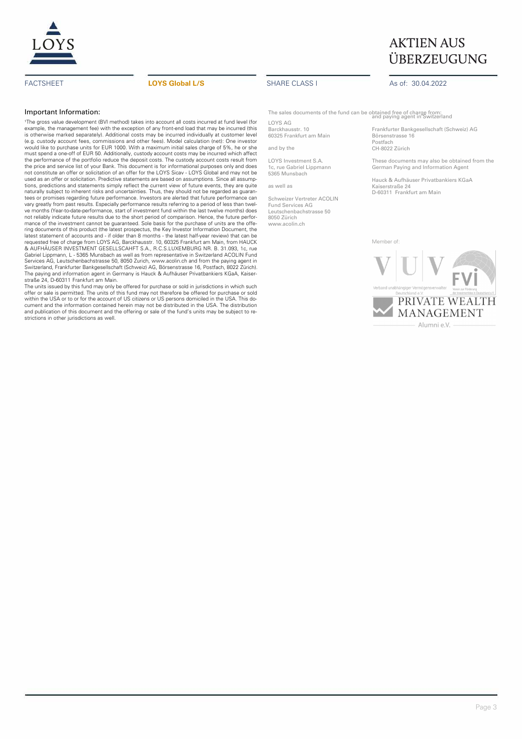FACTSHEET | **LOYS Global L/S** | SHARE CLASS I | As of: 30.04.2022

## Important Information:

[1]The gross value development (BVI method) takes into account all costs incurred at fund level (for example, the management fee) with the exception of any front-end load that may be incurred (this is otherwise marked separately). Additional costs may be incurred individually at customer level (e.g. custody account fees, commissions and other fees). Model calculation (net): One investor would like to purchase units for EUR 1000. With a maximum initial sales charge of 5%, he or she must spend a one-off of EUR 50. Additionally, custody account costs may be incurred which affect the performance of the portfolio reduce the deposit costs. The custody account costs result from the price and service list of your Bank. This document is for informational purposes only and does not constitute an offer or solicitation of an offer for the LOYS Sicav - LOYS Global and may not be used as an offer or solicitation. Predictive statements are based on assumptions. Since all assumptions, predictions and statements simply reflect the current view of future events, they are quite naturally subject to inherent risks and uncertainties. Thus, they should not be regarded as guarantees or promises regarding future performance. Investors are alerted that future performance can vary greatly from past results. Especially performance results referring to a period of less than twelve months (Year-to-date-performance, start of investment fund within the last twelve months) does not reliably indicate future results due to the short period of comparison. Hence, the future performance of the investment cannot be guaranteed. Sole basis for the purchase of units are the offering documents of this product (the latest prospectus, the Key Investor Information Document, the latest statement of accounts and - if older than 8 months - the latest half-year review) that can be requested free of charge from LOYS AG, Barckhausstr. 10, 60325 Frankfurt am Main, from HAUCK & AUFHÄUSER INVESTMENT GESELLSCAHFT S.A., R.C.S.LUXEMBURG NR. B. 31.093, 1c, rue Gabriel Lippmann, L - 5365 Munsbach as well as from representative in Switzerland ACOLIN Fund Services AG, Leutschenbachstrasse 50, 8050 Zurich, www.acolin.ch and from the paying agent in Switzerland, Frankfurter Bankgesellschaft (Schweiz) AG, Börsenstrasse 16, Postfach, 8022 Zürich). The paying and information agent in Germany is Hauck & Aufhäuser Privatbankiers KGaA, Kaiserstraße 24, D-60311 Frankfurt am Main.

The units issued by this fund may only be offered for purchase or sold in jurisdictions in which such offer or sale is permitted. The units of this fund may not therefore be offered for purchase or sold within the USA or to or for the account of US citizens or US persons domiciled in the USA. This document and the information contained herein may not be distributed in the USA. The distribution and publication of this document and the offering or sale of the fund's units may be subject to restrictions in other jurisdictions as well.

The sales documents of the fund can be obtained free of charge from:

LOYS AG
Barckhausstr. 10
60325 Frankfurt am Main

and by the

LOYS Investment S.A.
1c, rue Gabriel Lippmann
5365 Munsbach

as well as

Schweizer Vertreter ACOLIN
Fund Services AG
Leutschenbachstrasse 50
8050 Zürich
www.acolin.ch

and paying agent in Switzerland

Frankfurter Bankgesellschaft (Schweiz) AG
Börsenstrasse 16
Postfach
CH-8022 Zürich

These documents may also be obtained from the German Paying and Information Agent

Hauck & Aufhäuser Privatbankiers KGaA
Kaiserstraße 24
D-60311 Frankfurt am Main

Member of:

VUV – Verband unabhängiger Vermögensverwalter Deutschland e.V.

FVI – Verein zur Förderung der Investmentidee in Deutschland e.V.

PRIVATE WEALTH MANAGEMENT Alumni e.V.